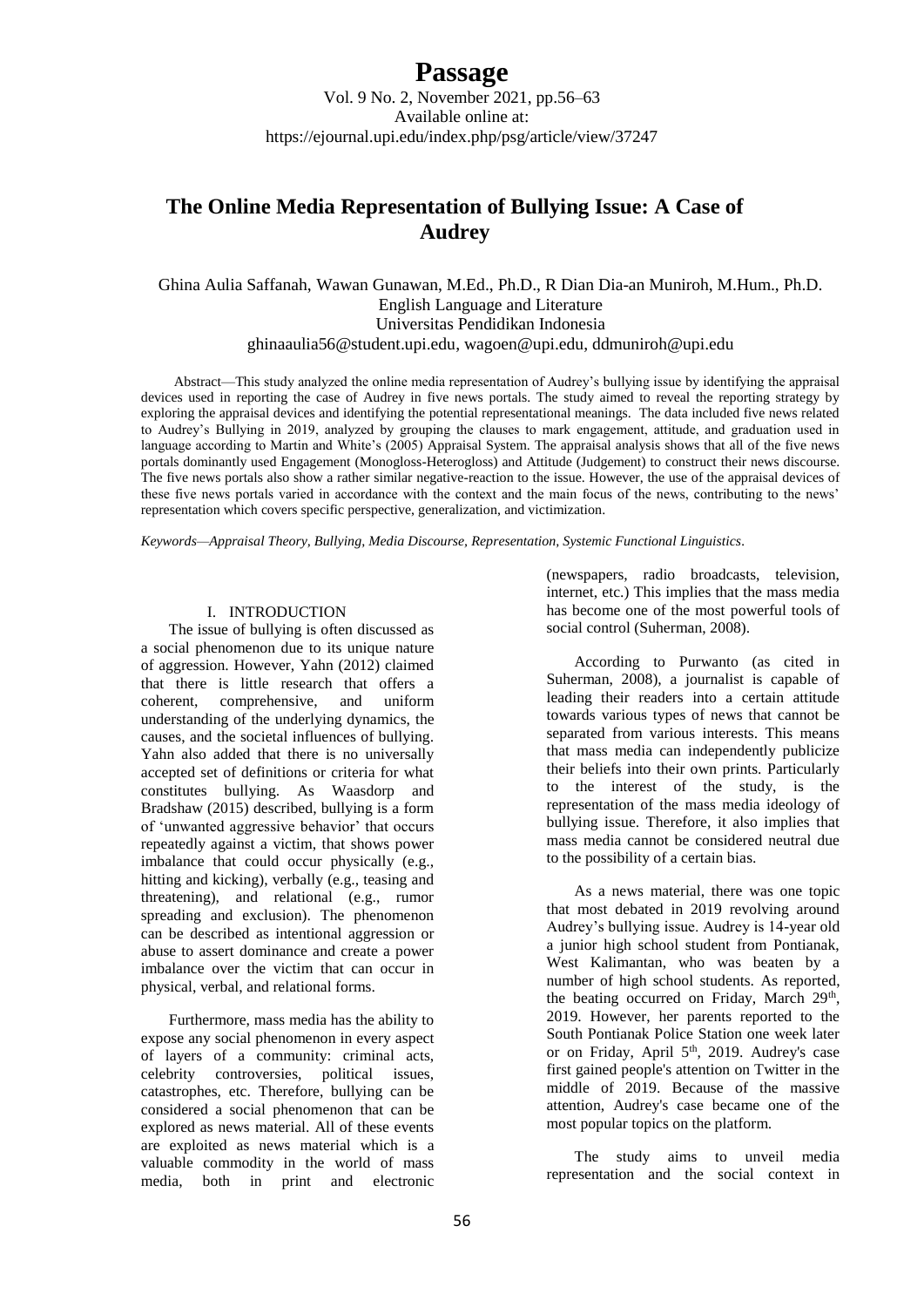# The Online Media Representation of Bullying Issue: A Case of Audrey

Ghina Aulia Saffanah, Wawan Gunawan, M.Ed., Ph.D., R Dian Dia-an Muniroh, M.Hum., Ph.D.
English Language and Literature
Universitas Pendidikan Indonesia
ghinaaulia56@student.upi.edu, wagoen@upi.edu, ddmuniroh@upi.edu

Abstract—This study analyzed the online media representation of Audrey's bullying issue by identifying the appraisal devices used in reporting the case of Audrey in five news portals. The study aimed to reveal the reporting strategy by exploring the appraisal devices and identifying the potential representational meanings. The data included five news related to Audrey's Bullying in 2019, analyzed by grouping the clauses to mark engagement, attitude, and graduation used in language according to Martin and White's (2005) Appraisal System. The appraisal analysis shows that all of the five news portals dominantly used Engagement (Monogloss-Heterogloss) and Attitude (Judgement) to construct their news discourse. The five news portals also show a rather similar negative-reaction to the issue. However, the use of the appraisal devices of these five news portals varied in accordance with the context and the main focus of the news, contributing to the news' representation which covers specific perspective, generalization, and victimization.

*Keywords—Appraisal Theory, Bullying, Media Discourse, Representation, Systemic Functional Linguistics.*

## I. INTRODUCTION

The issue of bullying is often discussed as a social phenomenon due to its unique nature of aggression. However, Yahn (2012) claimed that there is little research that offers a coherent, comprehensive, and uniform understanding of the underlying dynamics, the causes, and the societal influences of bullying. Yahn also added that there is no universally accepted set of definitions or criteria for what constitutes bullying. As Waasdorp and Bradshaw (2015) described, bullying is a form of 'unwanted aggressive behavior' that occurs repeatedly against a victim, that shows power imbalance that could occur physically (e.g., hitting and kicking), verbally (e.g., teasing and threatening), and relational (e.g., rumor spreading and exclusion). The phenomenon can be described as intentional aggression or abuse to assert dominance and create a power imbalance over the victim that can occur in physical, verbal, and relational forms.

Furthermore, mass media has the ability to expose any social phenomenon in every aspect of layers of a community: criminal acts, celebrity controversies, political issues, catastrophes, etc. Therefore, bullying can be considered a social phenomenon that can be explored as news material. All of these events are exploited as news material which is a valuable commodity in the world of mass media, both in print and electronic (newspapers, radio broadcasts, television, internet, etc.) This implies that the mass media has become one of the most powerful tools of social control (Suherman, 2008).

According to Purwanto (as cited in Suherman, 2008), a journalist is capable of leading their readers into a certain attitude towards various types of news that cannot be separated from various interests. This means that mass media can independently publicize their beliefs into their own prints. Particularly to the interest of the study, is the representation of the mass media ideology of bullying issue. Therefore, it also implies that mass media cannot be considered neutral due to the possibility of a certain bias.

As a news material, there was one topic that most debated in 2019 revolving around Audrey's bullying issue. Audrey is 14-year old a junior high school student from Pontianak, West Kalimantan, who was beaten by a number of high school students. As reported, the beating occurred on Friday, March 29th, 2019. However, her parents reported to the South Pontianak Police Station one week later or on Friday, April 5th, 2019. Audrey's case first gained people's attention on Twitter in the middle of 2019. Because of the massive attention, Audrey's case became one of the most popular topics on the platform.

The study aims to unveil media representation and the social context in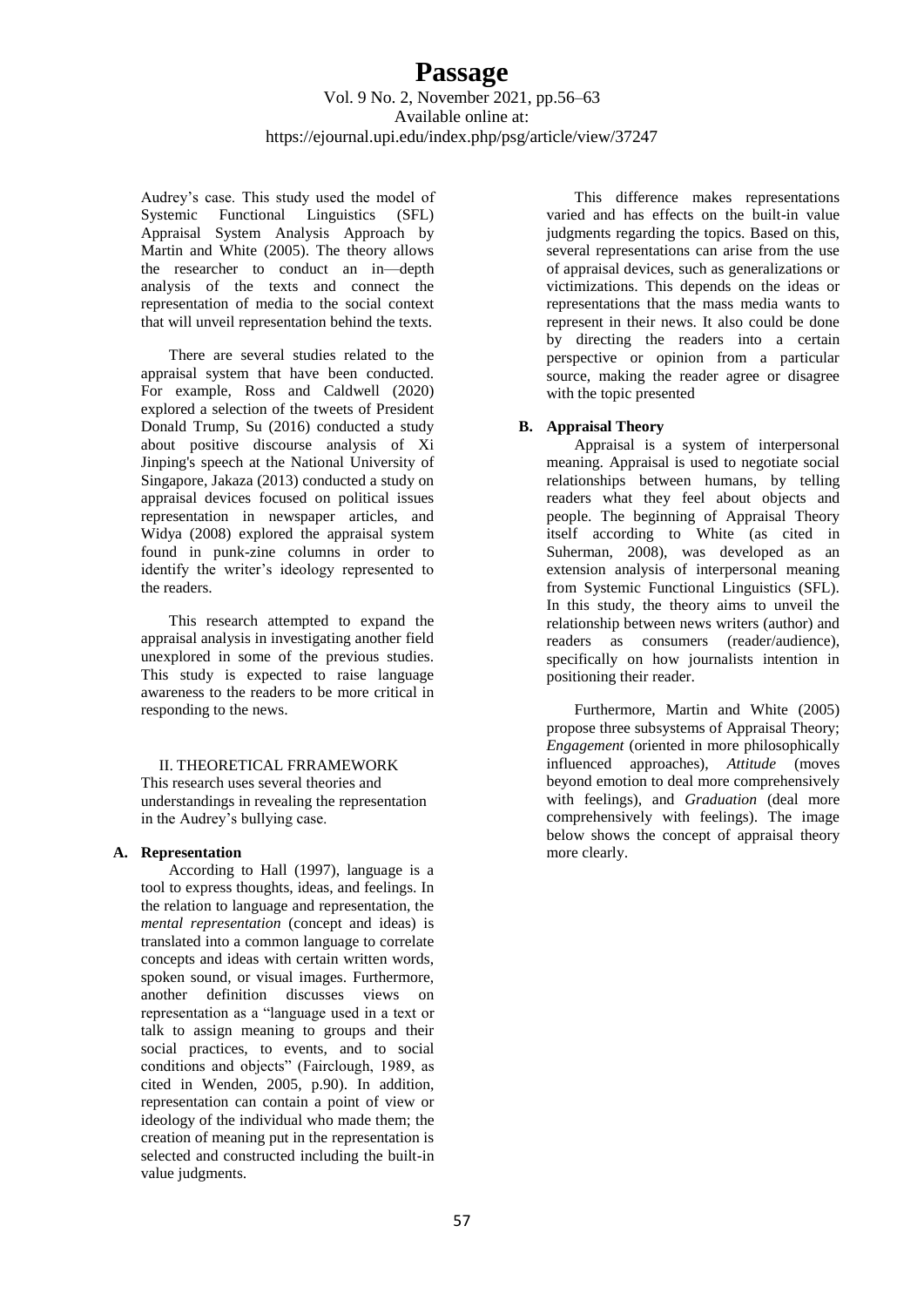Audrey's case. This study used the model of Systemic Functional Linguistics (SFL) Appraisal System Analysis Approach by Martin and White (2005). The theory allows the researcher to conduct an in—depth analysis of the texts and connect the representation of media to the social context that will unveil representation behind the texts.

There are several studies related to the appraisal system that have been conducted. For example, Ross and Caldwell (2020) explored a selection of the tweets of President Donald Trump, Su (2016) conducted a study about positive discourse analysis of Xi Jinping's speech at the National University of Singapore, Jakaza (2013) conducted a study on appraisal devices focused on political issues representation in newspaper articles, and Widya (2008) explored the appraisal system found in punk-zine columns in order to identify the writer's ideology represented to the readers.

This research attempted to expand the appraisal analysis in investigating another field unexplored in some of the previous studies. This study is expected to raise language awareness to the readers to be more critical in responding to the news.

## II. THEORETICAL FRRAMEWORK

This research uses several theories and understandings in revealing the representation in the Audrey's bullying case.

### A. Representation

According to Hall (1997), language is a tool to express thoughts, ideas, and feelings. In the relation to language and representation, the *mental representation* (concept and ideas) is translated into a common language to correlate concepts and ideas with certain written words, spoken sound, or visual images. Furthermore, another definition discusses views on representation as a "language used in a text or talk to assign meaning to groups and their social practices, to events, and to social conditions and objects" (Fairclough, 1989, as cited in Wenden, 2005, p.90). In addition, representation can contain a point of view or ideology of the individual who made them; the creation of meaning put in the representation is selected and constructed including the built-in value judgments.

This difference makes representations varied and has effects on the built-in value judgments regarding the topics. Based on this, several representations can arise from the use of appraisal devices, such as generalizations or victimizations. This depends on the ideas or representations that the mass media wants to represent in their news. It also could be done by directing the readers into a certain perspective or opinion from a particular source, making the reader agree or disagree with the topic presented

### B. Appraisal Theory

Appraisal is a system of interpersonal meaning. Appraisal is used to negotiate social relationships between humans, by telling readers what they feel about objects and people. The beginning of Appraisal Theory itself according to White (as cited in Suherman, 2008), was developed as an extension analysis of interpersonal meaning from Systemic Functional Linguistics (SFL). In this study, the theory aims to unveil the relationship between news writers (author) and readers as consumers (reader/audience), specifically on how journalists intention in positioning their reader.

Furthermore, Martin and White (2005) propose three subsystems of Appraisal Theory; *Engagement* (oriented in more philosophically influenced approaches), *Attitude* (moves beyond emotion to deal more comprehensively with feelings), and *Graduation* (deal more comprehensively with feelings). The image below shows the concept of appraisal theory more clearly.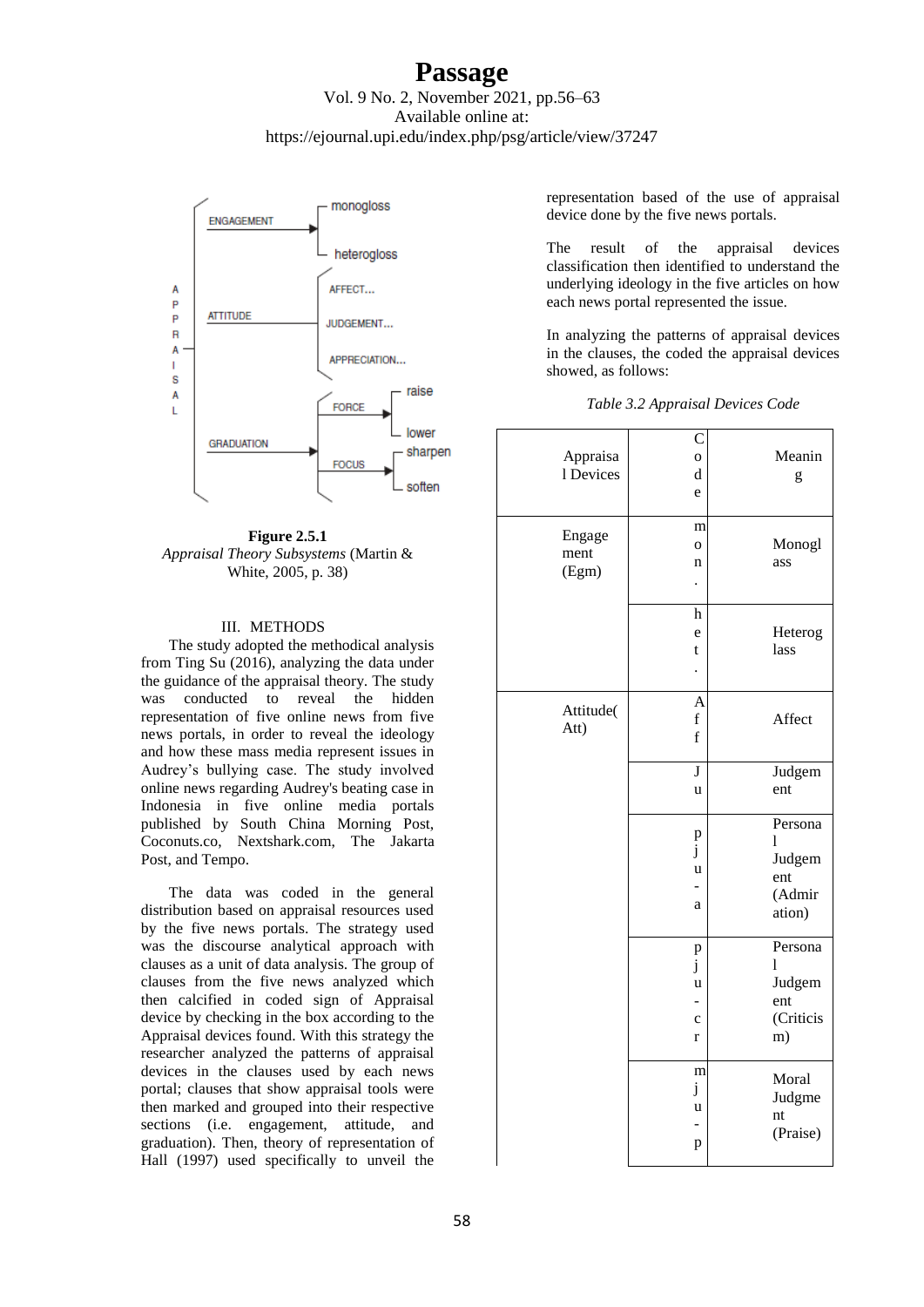**Figure 2.5.1**
*Appraisal Theory Subsystems* (Martin & White, 2005, p. 38)

### III. METHODS

The study adopted the methodical analysis from Ting Su (2016), analyzing the data under the guidance of the appraisal theory. The study was conducted to reveal the hidden representation of five online news from five news portals, in order to reveal the ideology and how these mass media represent issues in Audrey's bullying case. The study involved online news regarding Audrey's beating case in Indonesia in five online media portals published by South China Morning Post, Coconuts.co, Nextshark.com, The Jakarta Post, and Tempo.

The data was coded in the general distribution based on appraisal resources used by the five news portals. The strategy used was the discourse analytical approach with clauses as a unit of data analysis. The group of clauses from the five news analyzed which then calcified in coded sign of Appraisal device by checking in the box according to the Appraisal devices found. With this strategy the researcher analyzed the patterns of appraisal devices in the clauses used by each news portal; clauses that show appraisal tools were then marked and grouped into their respective sections (i.e. engagement, attitude, and graduation). Then, theory of representation of Hall (1997) used specifically to unveil the representation based of the use of appraisal device done by the five news portals.

The result of the appraisal devices classification then identified to understand the underlying ideology in the five articles on how each news portal represented the issue.

In analyzing the patterns of appraisal devices in the clauses, the coded the appraisal devices showed, as follows:

*Table 3.2 Appraisal Devices Code*

| Appraisal Devices | Code | Meaning |
|---|---|---|
| Engagement (Egm) | mon. | Monogloss |
| | het. | Heteroglass |
| Attitude(Att) | Aff | Affect |
| | Ju | Judgement |
| | pju-a | Personal Judgement (Admiration) |
| | pju-cr | Personal Judgement (Criticism) |
| | mju-p | Moral Judgment (Praise) |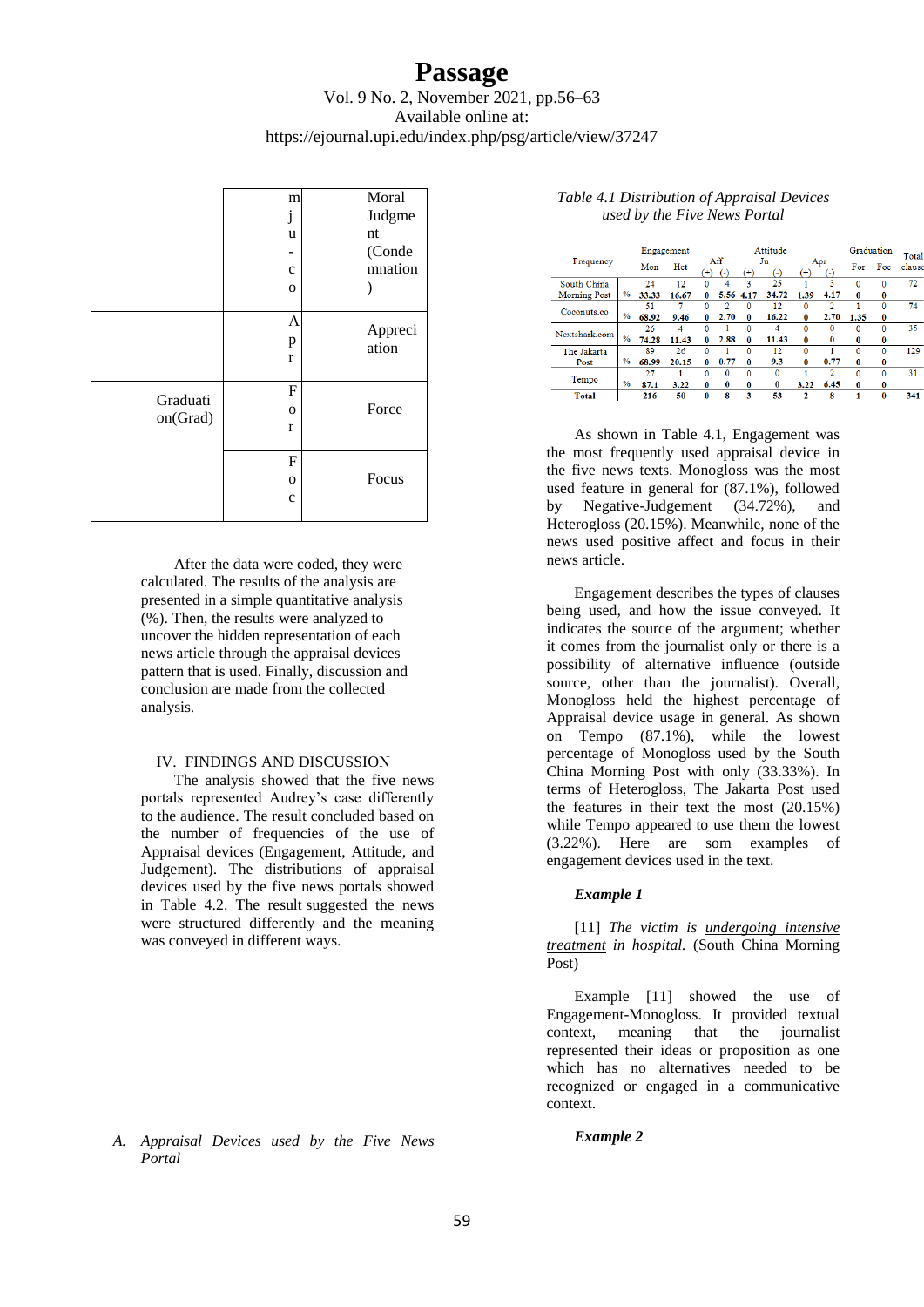| | m<br>j<br>u<br>-<br>c<br>o | Moral Judgment (Condemnation) |
|---|---|---|
| | A<br>p<br>r | Appreciation |
| Graduation(Grad) | F<br>o<br>r | Force |
| | F<br>o<br>c | Focus |

After the data were coded, they were calculated. The results of the analysis are presented in a simple quantitative analysis (%). Then, the results were analyzed to uncover the hidden representation of each news article through the appraisal devices pattern that is used. Finally, discussion and conclusion are made from the collected analysis.

## IV. FINDINGS AND DISCUSSION

The analysis showed that the five news portals represented Audrey's case differently to the audience. The result concluded based on the number of frequencies of the use of Appraisal devices (Engagement, Attitude, and Judgement). The distributions of appraisal devices used by the five news portals showed in Table 4.2. The result suggested the news were structured differently and the meaning was conveyed in different ways.

### A. *Appraisal Devices used by the Five News Portal*

*Table 4.1 Distribution of Appraisal Devices used by the Five News Portal*

| Frequency | | Engagement | | Attitude | | | | | | Graduation | | Total clause |
|---|---|---|---|---|---|---|---|---|---|---|---|---|
| | | Mon | Het | Aff (+) | Aff (-) | Ju (+) | Ju (-) | Apr (+) | Apr (-) | For | Foc | |
| South China Morning Post | | 24 | 12 | 0 | 4 | 3 | 25 | 1 | 3 | 0 | 0 | 72 |
| | % | **33.33** | **16.67** | **0** | **5.56** | **4.17** | **34.72** | **1.39** | **4.17** | **0** | **0** | |
| Coconuts.co | | 51 | 7 | 0 | 2 | 0 | 12 | 0 | 2 | 1 | 0 | 74 |
| | % | **68.92** | **9.46** | **0** | **2.70** | **0** | **16.22** | **0** | **2.70** | **1.35** | **0** | |
| Nextshark.com | | 26 | 4 | 0 | 1 | 0 | 4 | 0 | 0 | 0 | 0 | 35 |
| | % | **74.28** | **11.43** | **0** | **2.88** | **0** | **11.43** | **0** | **0** | **0** | **0** | |
| The Jakarta Post | | 89 | 26 | 0 | 1 | 0 | 12 | 0 | 1 | 0 | 0 | 129 |
| | % | **68.99** | **20.15** | **0** | **0.77** | **0** | **9.3** | **0** | **0.77** | **0** | **0** | |
| Tempo | | 27 | 1 | 0 | 0 | 0 | 0 | 1 | 2 | 0 | 0 | 31 |
| | % | **87.1** | **3.22** | **0** | **0** | **0** | **0** | **3.22** | **6.45** | **0** | **0** | |
| **Total** | | **216** | **50** | **0** | **8** | **3** | **53** | **2** | **8** | **1** | **0** | **341** |

As shown in Table 4.1, Engagement was the most frequently used appraisal device in the five news texts. Monogloss was the most used feature in general for (87.1%), followed by Negative-Judgement (34.72%), and Heterogloss (20.15%). Meanwhile, none of the news used positive affect and focus in their news article.

Engagement describes the types of clauses being used, and how the issue conveyed. It indicates the source of the argument; whether it comes from the journalist only or there is a possibility of alternative influence (outside source, other than the journalist). Overall, Monogloss held the highest percentage of Appraisal device usage in general. As shown on Tempo (87.1%), while the lowest percentage of Monogloss used by the South China Morning Post with only (33.33%). In terms of Heterogloss, The Jakarta Post used the features in their text the most (20.15%) while Tempo appeared to use them the lowest (3.22%). Here are som examples of engagement devices used in the text.

#### *Example 1*

[11] *The victim is <u>undergoing intensive treatment</u> in hospital.* (South China Morning Post)

Example [11] showed the use of Engagement-Monogloss. It provided textual context, meaning that the journalist represented their ideas or proposition as one which has no alternatives needed to be recognized or engaged in a communicative context.

#### *Example 2*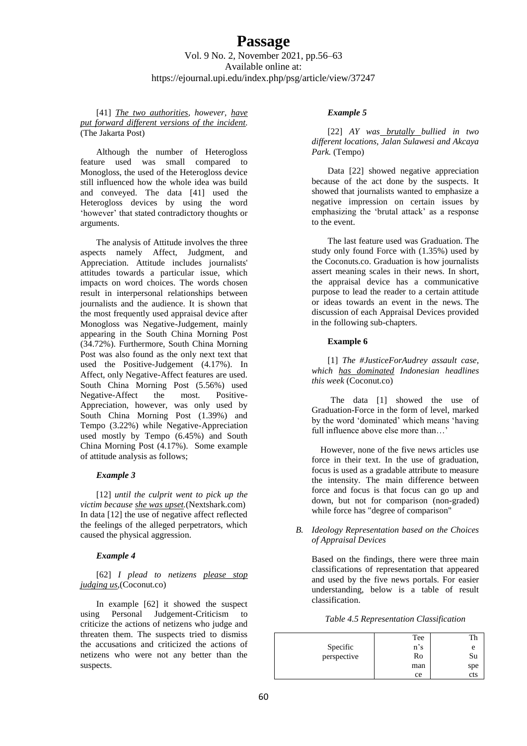[41] *<u>The two authorities</u>, however, <u>have put forward different versions of the incident</u>.* (The Jakarta Post)

Although the number of Heterogloss feature used was small compared to Monogloss, the used of the Heterogloss device still influenced how the whole idea was build and conveyed. The data [41] used the Heterogloss devices by using the word 'however' that stated contradictory thoughts or arguments.

The analysis of Attitude involves the three aspects namely Affect, Judgment, and Appreciation. Attitude includes journalists' attitudes towards a particular issue, which impacts on word choices. The words chosen result in interpersonal relationships between journalists and the audience. It is shown that the most frequently used appraisal device after Monogloss was Negative-Judgement, mainly appearing in the South China Morning Post (34.72%). Furthermore, South China Morning Post was also found as the only next text that used the Positive-Judgement (4.17%). In Affect, only Negative-Affect features are used. South China Morning Post (5.56%) used Negative-Affect the most. Positive-Appreciation, however, was only used by South China Morning Post (1.39%) and Tempo (3.22%) while Negative-Appreciation used mostly by Tempo (6.45%) and South China Morning Post (4.17%). Some example of attitude analysis as follows;

***Example 3***

[12] *until the culprit went to pick up the victim because <u>she was upset</u>.*(Nextshark.com) In data [12] the use of negative affect reflected the feelings of the alleged perpetrators, which caused the physical aggression.

***Example 4***

[62] *I plead to netizens <u>please stop judging us</u>,*(Coconut.co)

In example [62] it showed the suspect using Personal Judgement-Criticism to criticize the actions of netizens who judge and threaten them. The suspects tried to dismiss the accusations and criticized the actions of netizens who were not any better than the suspects.

***Example 5***

[22] *AY was <u>brutally</u> bullied in two different locations, Jalan Sulawesi and Akcaya Park.* (Tempo)

Data [22] showed negative appreciation because of the act done by the suspects. It showed that journalists wanted to emphasize a negative impression on certain issues by emphasizing the 'brutal attack' as a response to the event.

The last feature used was Graduation. The study only found Force with (1.35%) used by the Coconuts.co. Graduation is how journalists assert meaning scales in their news. In short, the appraisal device has a communicative purpose to lead the reader to a certain attitude or ideas towards an event in the news. The discussion of each Appraisal Devices provided in the following sub-chapters.

**Example 6**

[1] *The #JusticeForAudrey assault case, which <u>has dominated</u> Indonesian headlines this week* (Coconut.co)

The data [1] showed the use of Graduation-Force in the form of level, marked by the word 'dominated' which means 'having full influence above else more than…'

However, none of the five news articles use force in their text. In the use of graduation, focus is used as a gradable attribute to measure the intensity. The main difference between force and focus is that focus can go up and down, but not for comparison (non-graded) while force has "degree of comparison"

### *B. Ideology Representation based on the Choices of Appraisal Devices*

Based on the findings, there were three main classifications of representation that appeared and used by the five news portals. For easier understanding, below is a table of result classification.

*Table 4.5 Representation Classification*

| Specific perspective | Teen's Romance | The Suspects |
|---|---|---|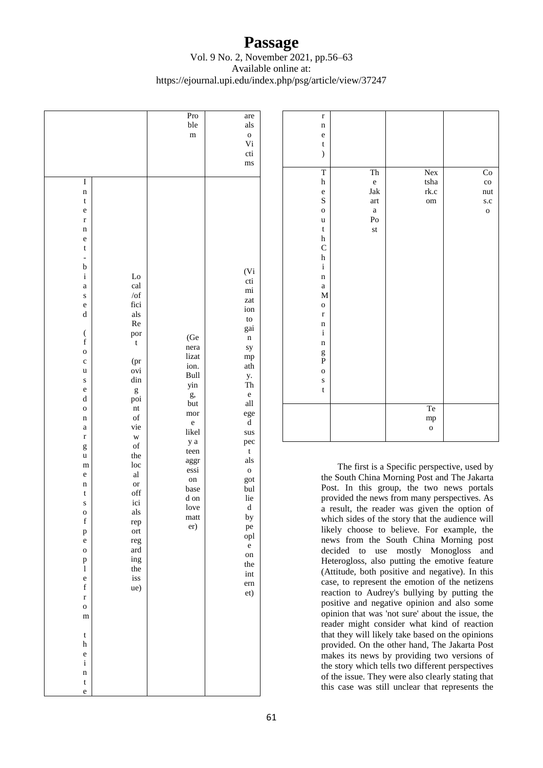| | | Problem | are also Victims |
|---|---|---|---|
| Internet-biased (focused on arguments of people from the internet) | Local/officials Report (providing point of view of the local or officials report regarding the issue) | (Generalization. Bullying, but more likely a teen aggression based on love matter) | (Victimization to gain sympathy. The alleged suspect also got bullied by people on the internet) |

| rnet) | | | |
|---|---|---|---|
| The South China Morning Post | The Jakarta Post | Nextshark.com | Coconuts.co |
| | | Tempo | |

The first is a Specific perspective, used by the South China Morning Post and The Jakarta Post. In this group, the two news portals provided the news from many perspectives. As a result, the reader was given the option of which sides of the story that the audience will likely choose to believe. For example, the news from the South China Morning post decided to use mostly Monogloss and Heterogloss, also putting the emotive feature (Attitude, both positive and negative). In this case, to represent the emotion of the netizens reaction to Audrey's bullying by putting the positive and negative opinion and also some opinion that was 'not sure' about the issue, the reader might consider what kind of reaction that they will likely take based on the opinions provided. On the other hand, The Jakarta Post makes its news by providing two versions of the story which tells two different perspectives of the issue. They were also clearly stating that this case was still unclear that represents the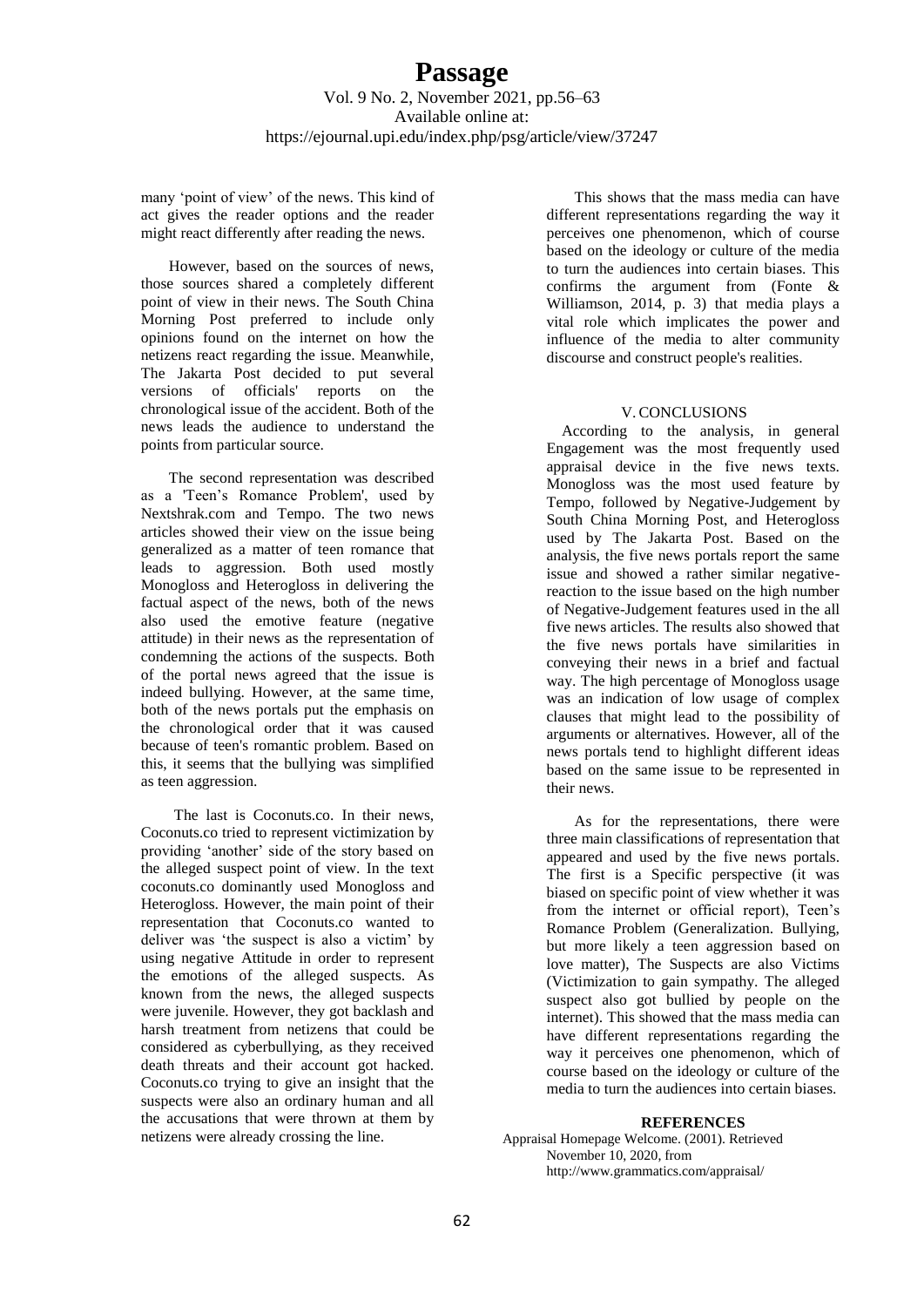many 'point of view' of the news. This kind of act gives the reader options and the reader might react differently after reading the news.

However, based on the sources of news, those sources shared a completely different point of view in their news. The South China Morning Post preferred to include only opinions found on the internet on how the netizens react regarding the issue. Meanwhile, The Jakarta Post decided to put several versions of officials' reports on the chronological issue of the accident. Both of the news leads the audience to understand the points from particular source.

The second representation was described as a 'Teen's Romance Problem', used by Nextshrak.com and Tempo. The two news articles showed their view on the issue being generalized as a matter of teen romance that leads to aggression. Both used mostly Monogloss and Heterogloss in delivering the factual aspect of the news, both of the news also used the emotive feature (negative attitude) in their news as the representation of condemning the actions of the suspects. Both of the portal news agreed that the issue is indeed bullying. However, at the same time, both of the news portals put the emphasis on the chronological order that it was caused because of teen's romantic problem. Based on this, it seems that the bullying was simplified as teen aggression.

The last is Coconuts.co. In their news, Coconuts.co tried to represent victimization by providing 'another' side of the story based on the alleged suspect point of view. In the text coconuts.co dominantly used Monogloss and Heterogloss. However, the main point of their representation that Coconuts.co wanted to deliver was 'the suspect is also a victim' by using negative Attitude in order to represent the emotions of the alleged suspects. As known from the news, the alleged suspects were juvenile. However, they got backlash and harsh treatment from netizens that could be considered as cyberbullying, as they received death threats and their account got hacked. Coconuts.co trying to give an insight that the suspects were also an ordinary human and all the accusations that were thrown at them by netizens were already crossing the line.

This shows that the mass media can have different representations regarding the way it perceives one phenomenon, which of course based on the ideology or culture of the media to turn the audiences into certain biases. This confirms the argument from (Fonte & Williamson, 2014, p. 3) that media plays a vital role which implicates the power and influence of the media to alter community discourse and construct people's realities.

## V. CONCLUSIONS

According to the analysis, in general Engagement was the most frequently used appraisal device in the five news texts. Monogloss was the most used feature by Tempo, followed by Negative-Judgement by South China Morning Post, and Heterogloss used by The Jakarta Post. Based on the analysis, the five news portals report the same issue and showed a rather similar negative-reaction to the issue based on the high number of Negative-Judgement features used in the all five news articles. The results also showed that the five news portals have similarities in conveying their news in a brief and factual way. The high percentage of Monogloss usage was an indication of low usage of complex clauses that might lead to the possibility of arguments or alternatives. However, all of the news portals tend to highlight different ideas based on the same issue to be represented in their news.

As for the representations, there were three main classifications of representation that appeared and used by the five news portals. The first is a Specific perspective (it was biased on specific point of view whether it was from the internet or official report), Teen's Romance Problem (Generalization. Bullying, but more likely a teen aggression based on love matter), The Suspects are also Victims (Victimization to gain sympathy. The alleged suspect also got bullied by people on the internet). This showed that the mass media can have different representations regarding the way it perceives one phenomenon, which of course based on the ideology or culture of the media to turn the audiences into certain biases.

## REFERENCES

Appraisal Homepage Welcome. (2001). Retrieved November 10, 2020, from http://www.grammatics.com/appraisal/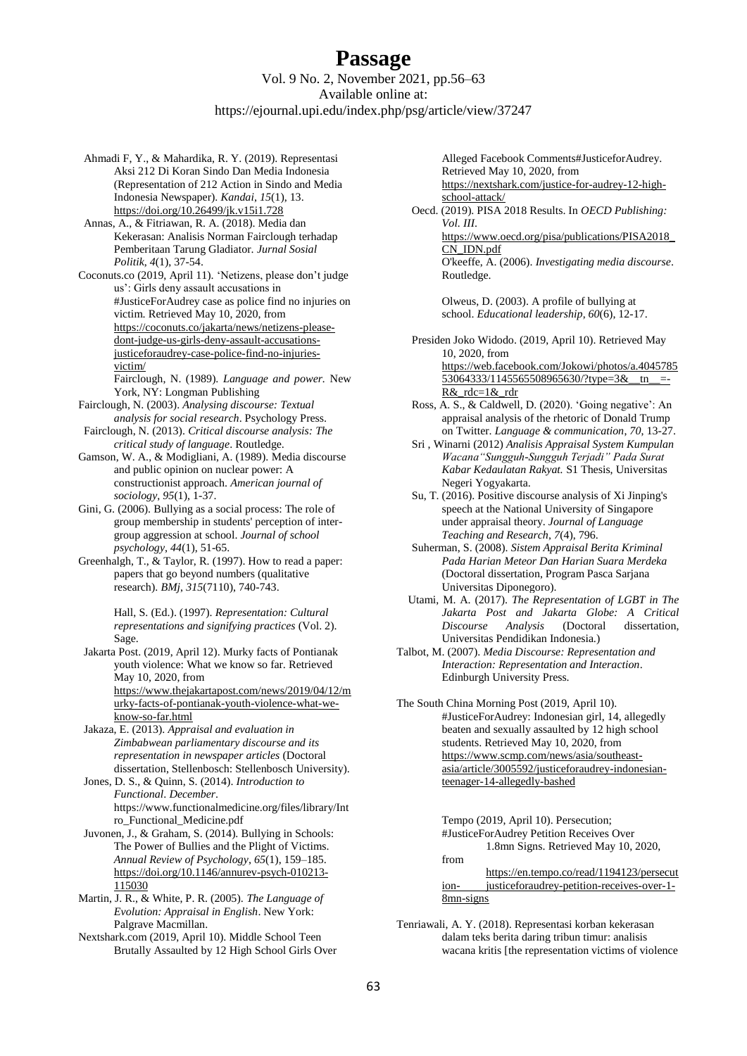Ahmadi F, Y., & Mahardika, R. Y. (2019). Representasi Aksi 212 Di Koran Sindo Dan Media Indonesia (Representation of 212 Action in Sindo and Media Indonesia Newspaper). *Kandai*, *15*(1), 13. https://doi.org/10.26499/jk.v15i1.728

Annas, A., & Fitriawan, R. A. (2018). Media dan Kekerasan: Analisis Norman Fairclough terhadap Pemberitaan Tarung Gladiator. *Jurnal Sosial Politik*, *4*(1), 37-54.

Coconuts.co (2019, April 11). 'Netizens, please don't judge us': Girls deny assault accusations in #JusticeForAudrey case as police find no injuries on victim. Retrieved May 10, 2020, from https://coconuts.co/jakarta/news/netizens-please-dont-judge-us-girls-deny-assault-accusations-justiceforaudrey-case-police-find-no-injuries-victim/

Fairclough, N. (1989). *Language and power.* New York, NY: Longman Publishing

Fairclough, N. (2003). *Analysing discourse: Textual analysis for social research*. Psychology Press.

Fairclough, N. (2013). *Critical discourse analysis: The critical study of language*. Routledge.

Gamson, W. A., & Modigliani, A. (1989). Media discourse and public opinion on nuclear power: A constructionist approach. *American journal of sociology*, *95*(1), 1-37.

Gini, G. (2006). Bullying as a social process: The role of group membership in students' perception of inter-group aggression at school. *Journal of school psychology*, *44*(1), 51-65.

Greenhalgh, T., & Taylor, R. (1997). How to read a paper: papers that go beyond numbers (qualitative research). *BMj*, *315*(7110), 740-743.

Hall, S. (Ed.). (1997). *Representation: Cultural representations and signifying practices* (Vol. 2). Sage.

Jakarta Post. (2019, April 12). Murky facts of Pontianak youth violence: What we know so far. Retrieved May 10, 2020, from https://www.thejakartapost.com/news/2019/04/12/murky-facts-of-pontianak-youth-violence-what-we-know-so-far.html

Jakaza, E. (2013). *Appraisal and evaluation in Zimbabwean parliamentary discourse and its representation in newspaper articles* (Doctoral dissertation, Stellenbosch: Stellenbosch University).

Jones, D. S., & Quinn, S. (2014). *Introduction to Functional*. *December*. https://www.functionalmedicine.org/files/library/Intro_Functional_Medicine.pdf

Juvonen, J., & Graham, S. (2014). Bullying in Schools: The Power of Bullies and the Plight of Victims. *Annual Review of Psychology*, *65*(1), 159–185. https://doi.org/10.1146/annurev-psych-010213-115030

Martin, J. R., & White, P. R. (2005). *The Language of Evolution: Appraisal in English*. New York: Palgrave Macmillan.

Nextshark.com (2019, April 10). Middle School Teen Brutally Assaulted by 12 High School Girls Over Alleged Facebook Comments#JusticeforAudrey. Retrieved May 10, 2020, from https://nextshark.com/justice-for-audrey-12-high-school-attack/

Oecd. (2019). PISA 2018 Results. In *OECD Publishing: Vol. III*. https://www.oecd.org/pisa/publications/PISA2018_CN_IDN.pdf

O'keeffe, A. (2006). *Investigating media discourse*. Routledge.

Olweus, D. (2003). A profile of bullying at school. *Educational leadership*, *60*(6), 12-17.

Presiden Joko Widodo. (2019, April 10). Retrieved May 10, 2020, from https://web.facebook.com/Jokowi/photos/a.404578553064333/1145565508965630/?type=3&__tn__=-R&_rdc=1&_rdr

Ross, A. S., & Caldwell, D. (2020). 'Going negative': An appraisal analysis of the rhetoric of Donald Trump on Twitter. *Language & communication*, *70*, 13-27.

Sri , Winarni (2012) *Analisis Appraisal System Kumpulan Wacana"Sungguh-Sungguh Terjadi" Pada Surat Kabar Kedaulatan Rakyat.* S1 Thesis, Universitas Negeri Yogyakarta.

Su, T. (2016). Positive discourse analysis of Xi Jinping's speech at the National University of Singapore under appraisal theory. *Journal of Language Teaching and Research*, *7*(4), 796.

Suherman, S. (2008). *Sistem Appraisal Berita Kriminal Pada Harian Meteor Dan Harian Suara Merdeka* (Doctoral dissertation, Program Pasca Sarjana Universitas Diponegoro).

Utami, M. A. (2017). *The Representation of LGBT in The Jakarta Post and Jakarta Globe: A Critical Discourse Analysis* (Doctoral dissertation, Universitas Pendidikan Indonesia.)

Talbot, M. (2007). *Media Discourse: Representation and Interaction: Representation and Interaction*. Edinburgh University Press.

The South China Morning Post (2019, April 10). #JusticeForAudrey: Indonesian girl, 14, allegedly beaten and sexually assaulted by 12 high school students. Retrieved May 10, 2020, from https://www.scmp.com/news/asia/southeast-asia/article/3005592/justiceforaudrey-indonesian-teenager-14-allegedly-bashed

Tempo (2019, April 10). Persecution; #JusticeForAudrey Petition Receives Over 1.8mn Signs. Retrieved May 10, 2020, from https://en.tempo.co/read/1194123/persecution-justiceforaudrey-petition-receives-over-1-8mn-signs

Tenriawali, A. Y. (2018). Representasi korban kekerasan dalam teks berita daring tribun timur: analisis wacana kritis [the representation victims of violence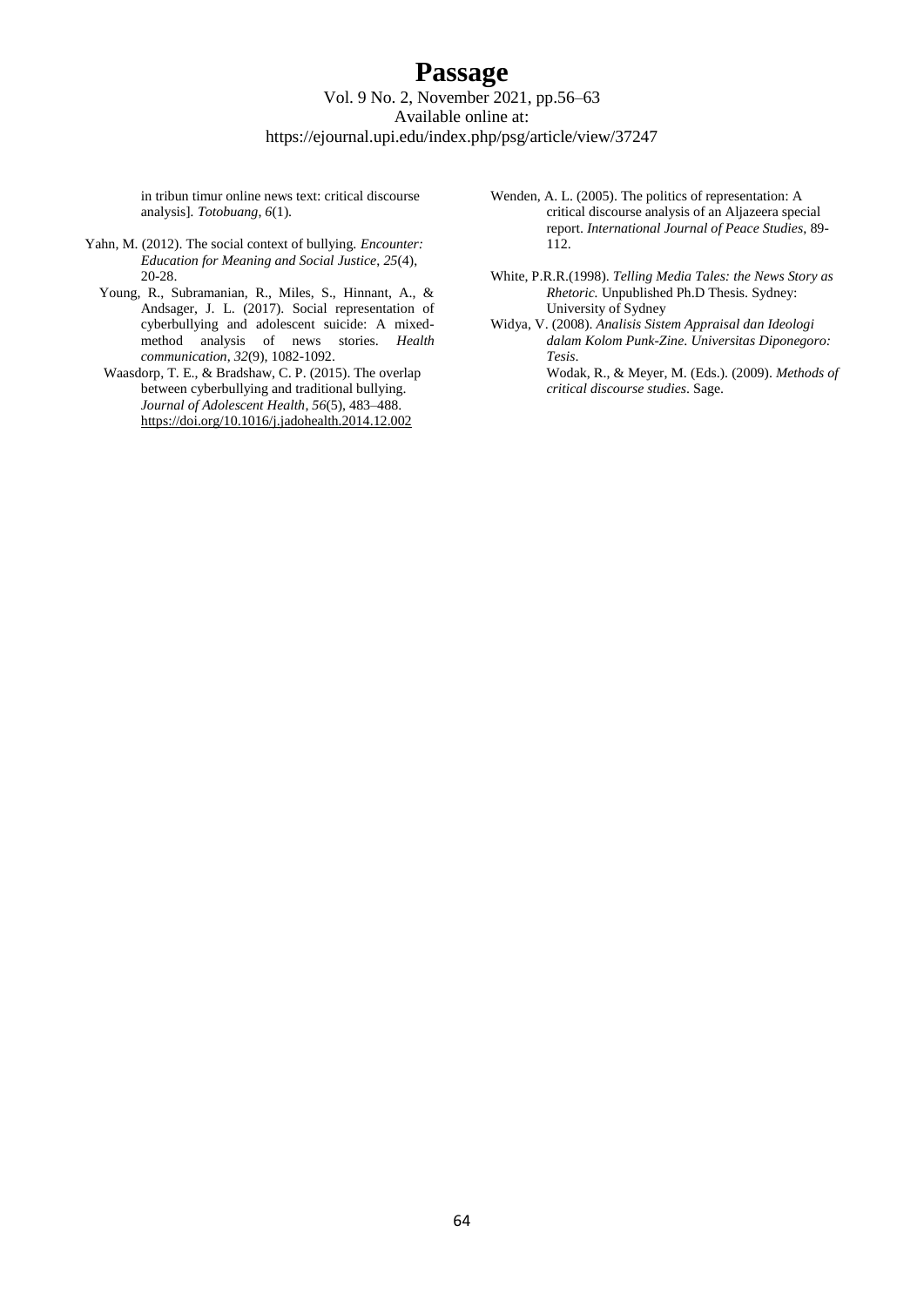in tribun timur online news text: critical discourse analysis]. *Totobuang*, *6*(1).

Yahn, M. (2012). The social context of bullying. *Encounter: Education for Meaning and Social Justice*, *25*(4), 20-28.

Young, R., Subramanian, R., Miles, S., Hinnant, A., & Andsager, J. L. (2017). Social representation of cyberbullying and adolescent suicide: A mixed-method analysis of news stories. *Health communication*, *32*(9), 1082-1092.

Waasdorp, T. E., & Bradshaw, C. P. (2015). The overlap between cyberbullying and traditional bullying. *Journal of Adolescent Health*, *56*(5), 483–488. https://doi.org/10.1016/j.jadohealth.2014.12.002

Wenden, A. L. (2005). The politics of representation: A critical discourse analysis of an Aljazeera special report. *International Journal of Peace Studies*, 89-112.

White, P.R.R.(1998). *Telling Media Tales: the News Story as Rhetoric.* Unpublished Ph.D Thesis. Sydney: University of Sydney

Widya, V. (2008). *Analisis Sistem Appraisal dan Ideologi dalam Kolom Punk-Zine*. *Universitas Diponegoro: Tesis*.

Wodak, R., & Meyer, M. (Eds.). (2009). *Methods of critical discourse studies*. Sage.